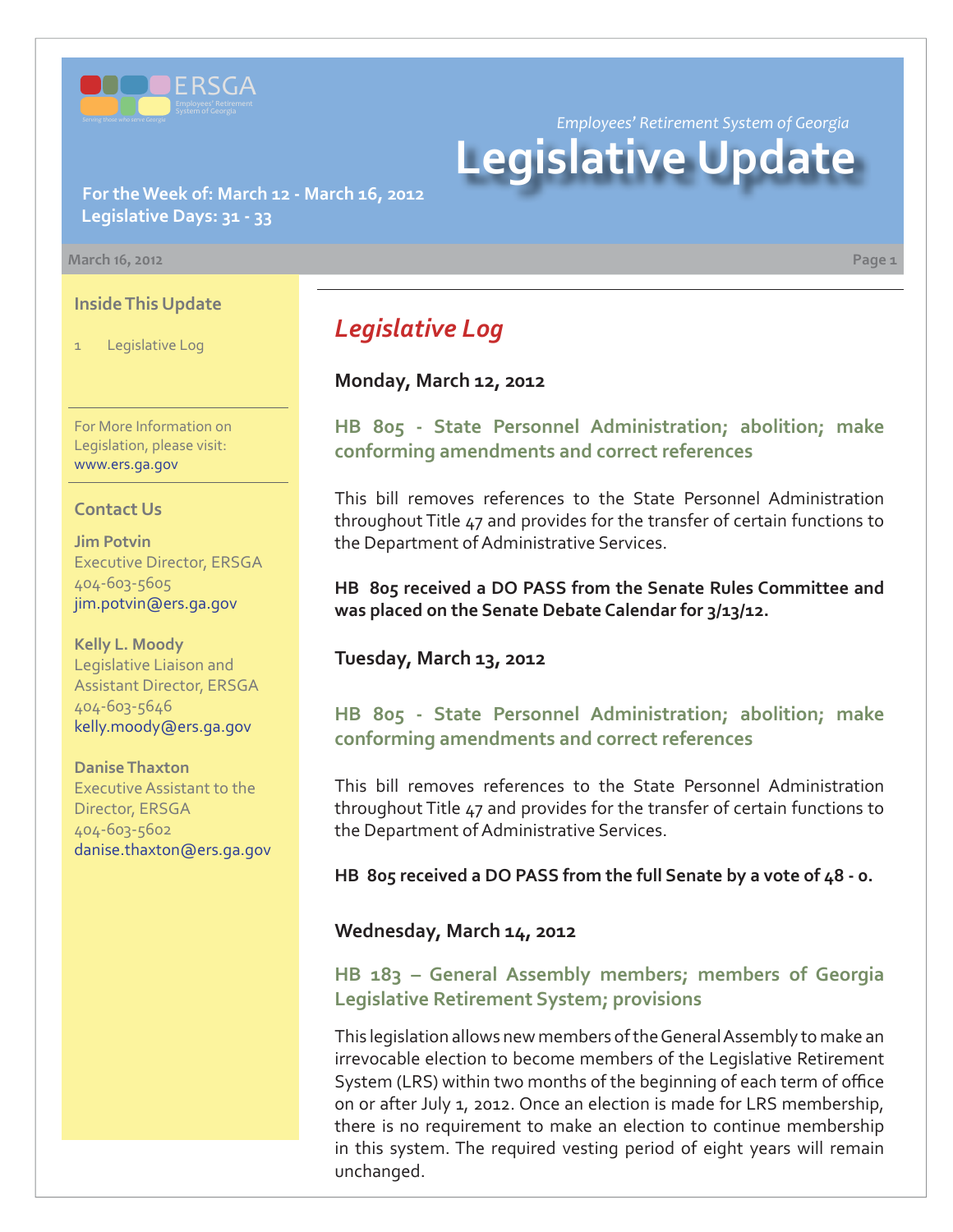Employees' Retirement System of Georgia

# Legislative Update

**For the Week of: March 12 - March 16, 2012**
**Legislative Days: 31 - 33**

March 16, 2012

### Inside This Update

1 Legislative Log

For More Information on Legislation, please visit: www.ers.ga.gov

### Contact Us

**Jim Potvin**
Executive Director, ERSGA
404-603-5605
jim.potvin@ers.ga.gov

**Kelly L. Moody**
Legislative Liaison and Assistant Director, ERSGA
404-603-5646
kelly.moody@ers.ga.gov

**Danise Thaxton**
Executive Assistant to the Director, ERSGA
404-603-5602
danise.thaxton@ers.ga.gov

## *Legislative Log*

**Monday, March 12, 2012**

### HB 805 - State Personnel Administration; abolition; make conforming amendments and correct references

This bill removes references to the State Personnel Administration throughout Title 47 and provides for the transfer of certain functions to the Department of Administrative Services.

**HB 805 received a DO PASS from the Senate Rules Committee and was placed on the Senate Debate Calendar for 3/13/12.**

**Tuesday, March 13, 2012**

### HB 805 - State Personnel Administration; abolition; make conforming amendments and correct references

This bill removes references to the State Personnel Administration throughout Title 47 and provides for the transfer of certain functions to the Department of Administrative Services.

**HB 805 received a DO PASS from the full Senate by a vote of 48 - 0.**

**Wednesday, March 14, 2012**

### HB 183 – General Assembly members; members of Georgia Legislative Retirement System; provisions

This legislation allows new members of the General Assembly to make an irrevocable election to become members of the Legislative Retirement System (LRS) within two months of the beginning of each term of office on or after July 1, 2012. Once an election is made for LRS membership, there is no requirement to make an election to continue membership in this system. The required vesting period of eight years will remain unchanged.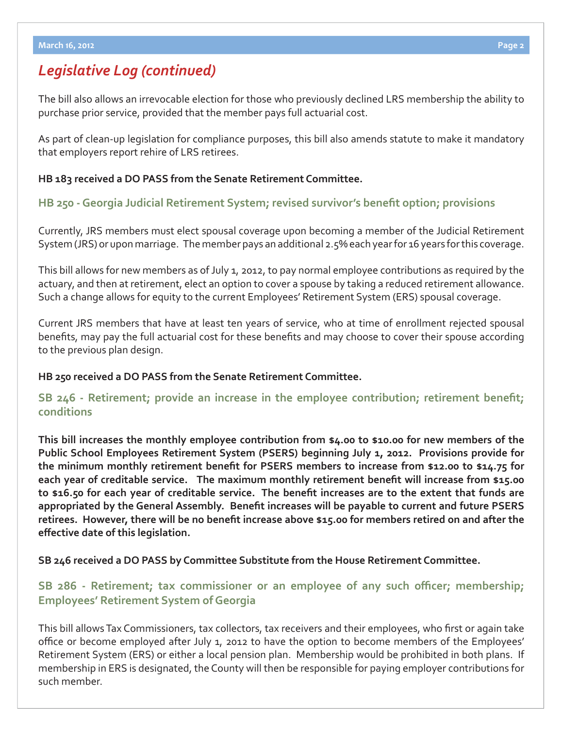## *Legislative Log (continued)*

The bill also allows an irrevocable election for those who previously declined LRS membership the ability to purchase prior service, provided that the member pays full actuarial cost.

As part of clean-up legislation for compliance purposes, this bill also amends statute to make it mandatory that employers report rehire of LRS retirees.

**HB 183 received a DO PASS from the Senate Retirement Committee.**

### HB 250 - Georgia Judicial Retirement System; revised survivor's benefit option; provisions

Currently, JRS members must elect spousal coverage upon becoming a member of the Judicial Retirement System (JRS) or upon marriage. The member pays an additional 2.5% each year for 16 years for this coverage.

This bill allows for new members as of July 1, 2012, to pay normal employee contributions as required by the actuary, and then at retirement, elect an option to cover a spouse by taking a reduced retirement allowance. Such a change allows for equity to the current Employees' Retirement System (ERS) spousal coverage.

Current JRS members that have at least ten years of service, who at time of enrollment rejected spousal benefits, may pay the full actuarial cost for these benefits and may choose to cover their spouse according to the previous plan design.

**HB 250 received a DO PASS from the Senate Retirement Committee.**

### SB 246 - Retirement; provide an increase in the employee contribution; retirement benefit; conditions

**This bill increases the monthly employee contribution from $4.00 to $10.00 for new members of the Public School Employees Retirement System (PSERS) beginning July 1, 2012. Provisions provide for the minimum monthly retirement benefit for PSERS members to increase from $12.00 to $14.75 for each year of creditable service. The maximum monthly retirement benefit will increase from $15.00 to $16.50 for each year of creditable service. The benefit increases are to the extent that funds are appropriated by the General Assembly. Benefit increases will be payable to current and future PSERS retirees. However, there will be no benefit increase above $15.00 for members retired on and after the effective date of this legislation.**

**SB 246 received a DO PASS by Committee Substitute from the House Retirement Committee.**

### SB 286 - Retirement; tax commissioner or an employee of any such officer; membership; Employees' Retirement System of Georgia

This bill allows Tax Commissioners, tax collectors, tax receivers and their employees, who first or again take office or become employed after July 1, 2012 to have the option to become members of the Employees' Retirement System (ERS) or either a local pension plan. Membership would be prohibited in both plans. If membership in ERS is designated, the County will then be responsible for paying employer contributions for such member.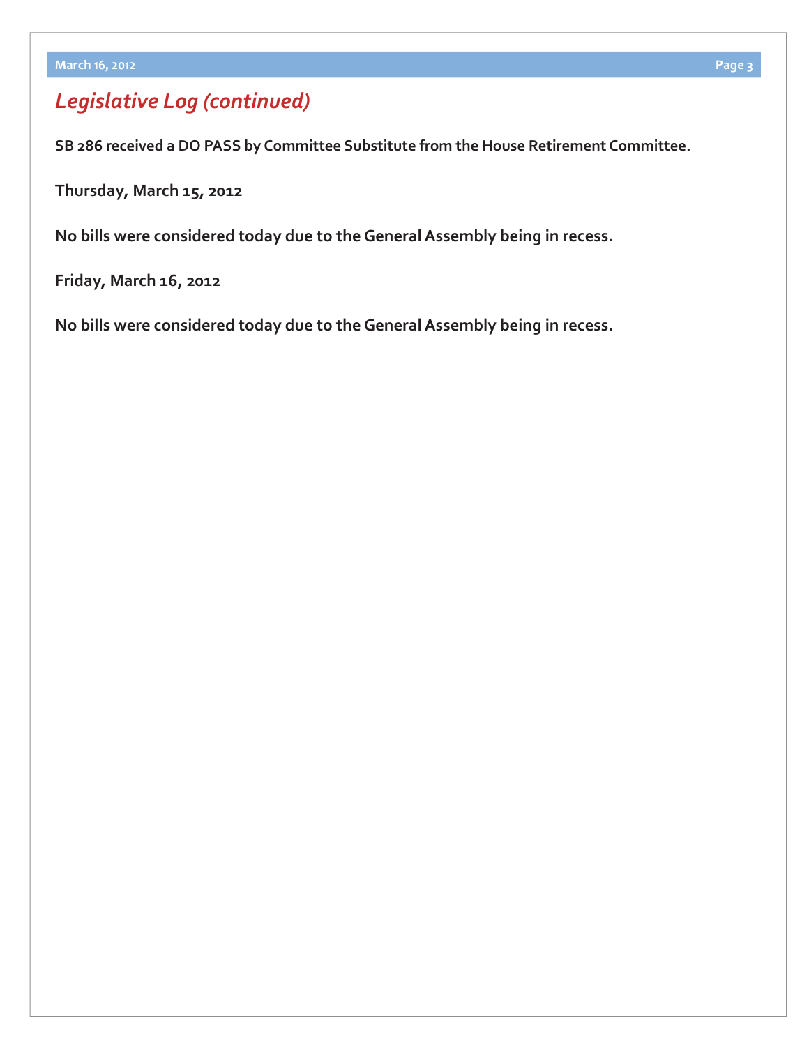## *Legislative Log (continued)*

**SB 286 received a DO PASS by Committee Substitute from the House Retirement Committee.**

**Thursday, March 15, 2012**

**No bills were considered today due to the General Assembly being in recess.**

**Friday, March 16, 2012**

**No bills were considered today due to the General Assembly being in recess.**